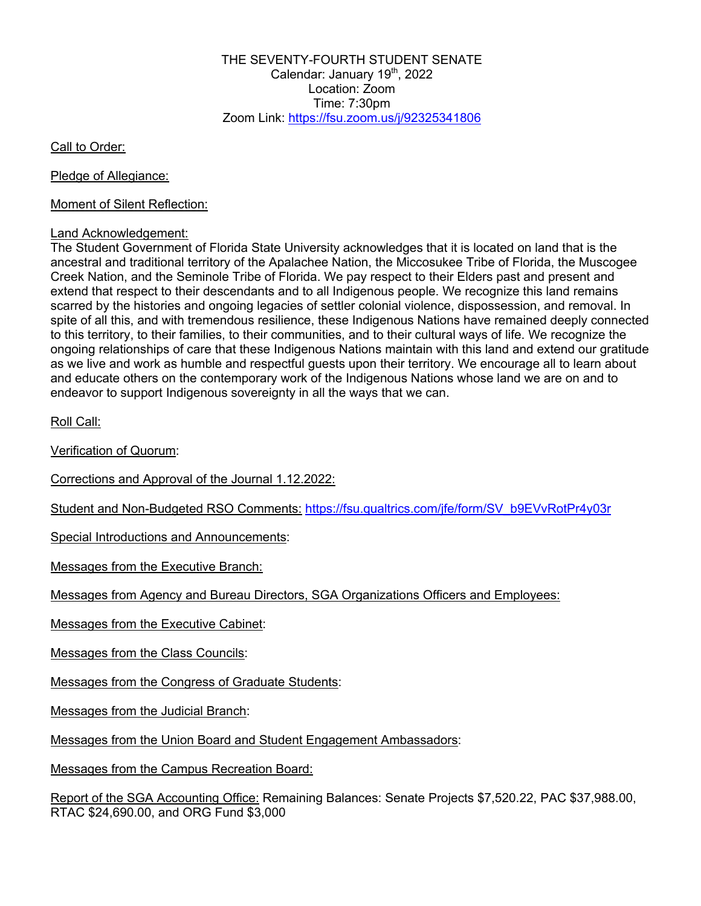THE SEVENTY-FOURTH STUDENT SENATE
Calendar: January 19th, 2022
Location: Zoom
Time: 7:30pm
Zoom Link: https://fsu.zoom.us/j/92325341806

Call to Order:

Pledge of Allegiance:

Moment of Silent Reflection:

Land Acknowledgement:
The Student Government of Florida State University acknowledges that it is located on land that is the ancestral and traditional territory of the Apalachee Nation, the Miccosukee Tribe of Florida, the Muscogee Creek Nation, and the Seminole Tribe of Florida. We pay respect to their Elders past and present and extend that respect to their descendants and to all Indigenous people. We recognize this land remains scarred by the histories and ongoing legacies of settler colonial violence, dispossession, and removal. In spite of all this, and with tremendous resilience, these Indigenous Nations have remained deeply connected to this territory, to their families, to their communities, and to their cultural ways of life. We recognize the ongoing relationships of care that these Indigenous Nations maintain with this land and extend our gratitude as we live and work as humble and respectful guests upon their territory. We encourage all to learn about and educate others on the contemporary work of the Indigenous Nations whose land we are on and to endeavor to support Indigenous sovereignty in all the ways that we can.

Roll Call:

Verification of Quorum:

Corrections and Approval of the Journal 1.12.2022:

Student and Non-Budgeted RSO Comments: https://fsu.qualtrics.com/jfe/form/SV_b9EVvRotPr4y03r

Special Introductions and Announcements:

Messages from the Executive Branch:

Messages from Agency and Bureau Directors, SGA Organizations Officers and Employees:

Messages from the Executive Cabinet:

Messages from the Class Councils:

Messages from the Congress of Graduate Students:

Messages from the Judicial Branch:

Messages from the Union Board and Student Engagement Ambassadors:

Messages from the Campus Recreation Board:

Report of the SGA Accounting Office: Remaining Balances: Senate Projects $7,520.22, PAC $37,988.00, RTAC $24,690.00, and ORG Fund $3,000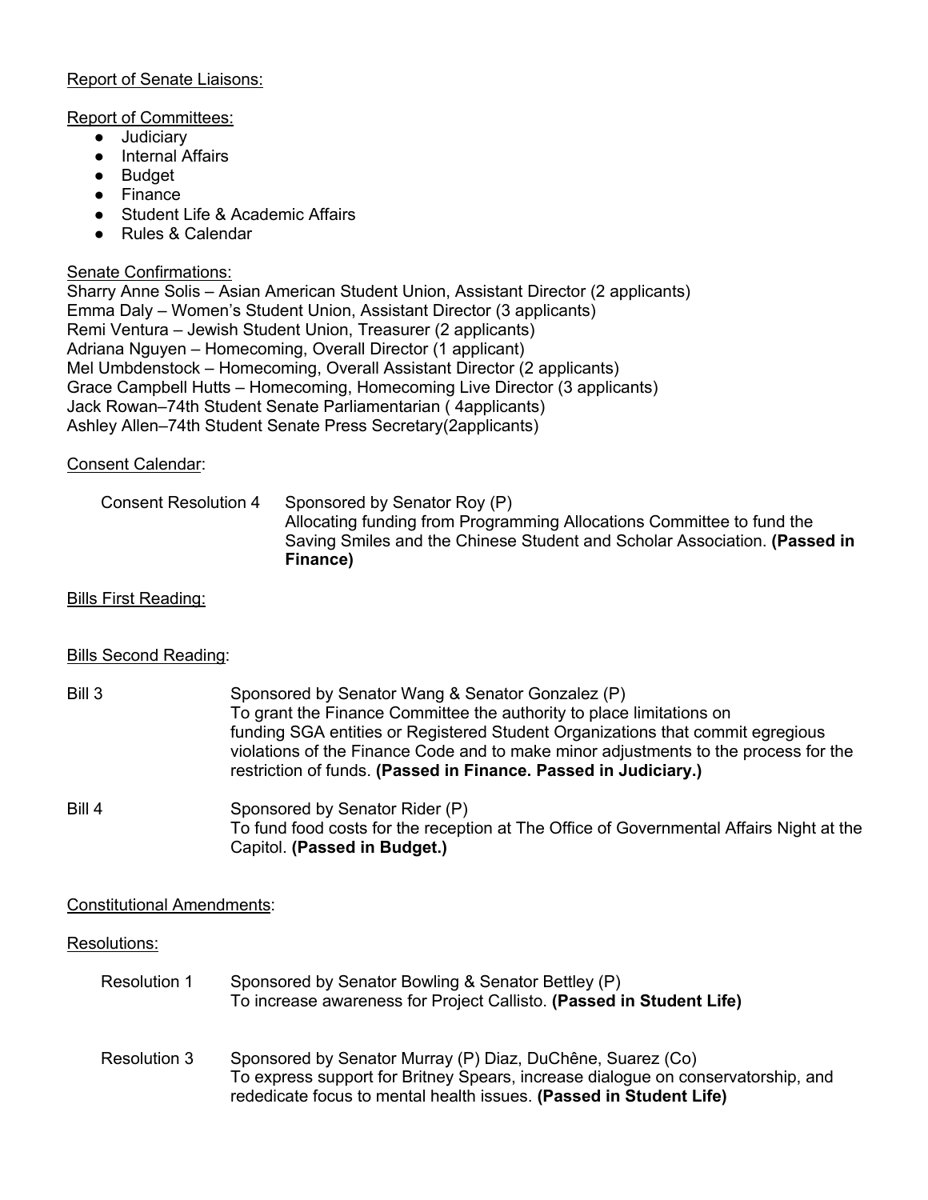Report of Senate Liaisons:

Report of Committees:

- Judiciary
- Internal Affairs
- Budget
- Finance
- Student Life & Academic Affairs
- Rules & Calendar

Senate Confirmations:

Sharry Anne Solis – Asian American Student Union, Assistant Director (2 applicants)
Emma Daly – Women's Student Union, Assistant Director (3 applicants)
Remi Ventura – Jewish Student Union, Treasurer (2 applicants)
Adriana Nguyen – Homecoming, Overall Director (1 applicant)
Mel Umbdenstock – Homecoming, Overall Assistant Director (2 applicants)
Grace Campbell Hutts – Homecoming, Homecoming Live Director (3 applicants)
Jack Rowan–74th Student Senate Parliamentarian ( 4applicants)
Ashley Allen–74th Student Senate Press Secretary(2applicants)

Consent Calendar:

Consent Resolution 4 — Sponsored by Senator Roy (P)
Allocating funding from Programming Allocations Committee to fund the Saving Smiles and the Chinese Student and Scholar Association. **(Passed in Finance)**

Bills First Reading:

Bills Second Reading:

Bill 3 — Sponsored by Senator Wang & Senator Gonzalez (P)
To grant the Finance Committee the authority to place limitations on funding SGA entities or Registered Student Organizations that commit egregious violations of the Finance Code and to make minor adjustments to the process for the restriction of funds. **(Passed in Finance. Passed in Judiciary.)**

Bill 4 — Sponsored by Senator Rider (P)
To fund food costs for the reception at The Office of Governmental Affairs Night at the Capitol. **(Passed in Budget.)**

Constitutional Amendments:

Resolutions:

Resolution 1 — Sponsored by Senator Bowling & Senator Bettley (P)
To increase awareness for Project Callisto. **(Passed in Student Life)**

Resolution 3 — Sponsored by Senator Murray (P) Diaz, DuChêne, Suarez (Co)
To express support for Britney Spears, increase dialogue on conservatorship, and rededicate focus to mental health issues. **(Passed in Student Life)**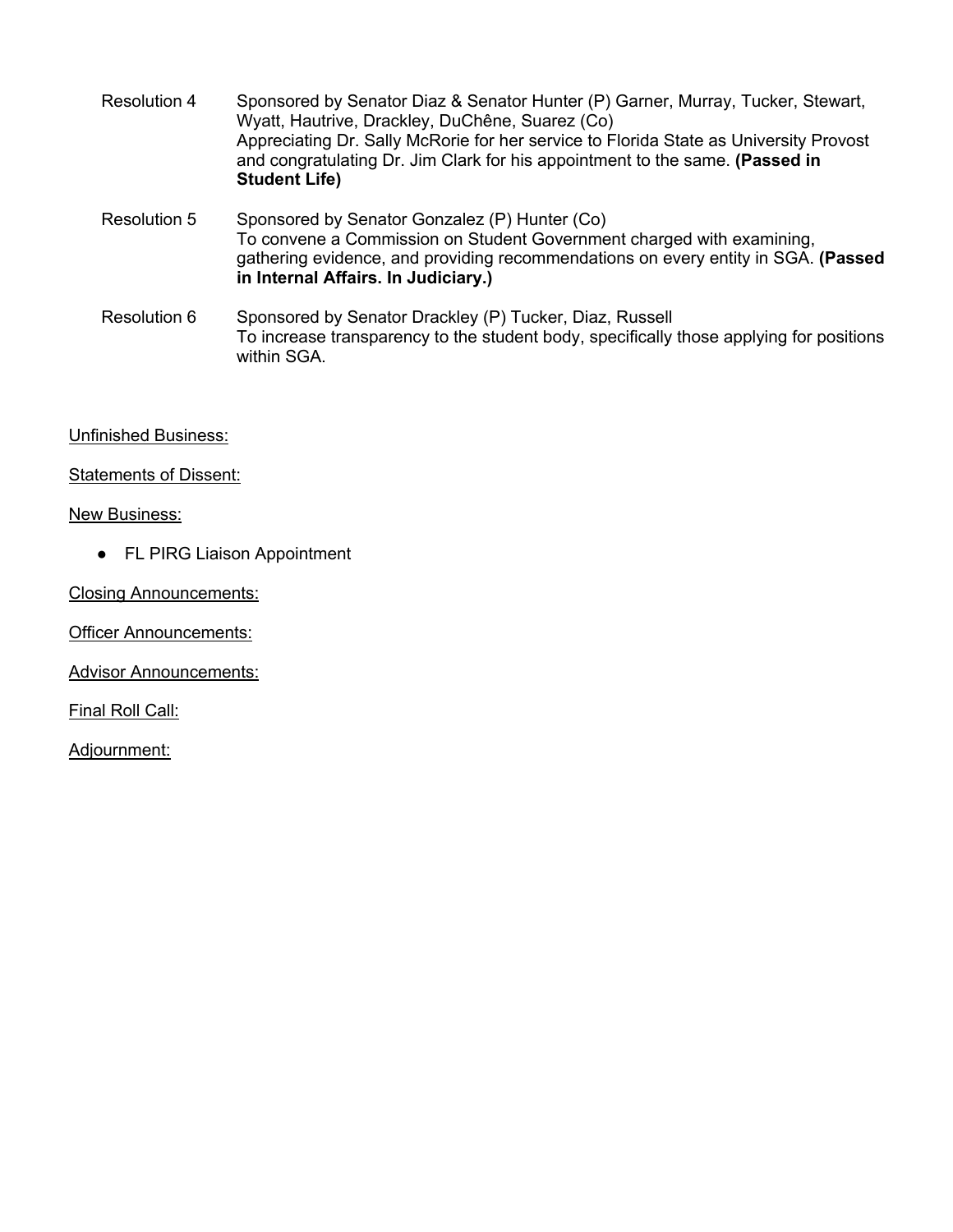Resolution 4 Sponsored by Senator Diaz & Senator Hunter (P) Garner, Murray, Tucker, Stewart, Wyatt, Hautrive, Drackley, DuChêne, Suarez (Co)
Appreciating Dr. Sally McRorie for her service to Florida State as University Provost and congratulating Dr. Jim Clark for his appointment to the same. **(Passed in Student Life)**

Resolution 5 Sponsored by Senator Gonzalez (P) Hunter (Co)
To convene a Commission on Student Government charged with examining, gathering evidence, and providing recommendations on every entity in SGA. **(Passed in Internal Affairs. In Judiciary.)**

Resolution 6 Sponsored by Senator Drackley (P) Tucker, Diaz, Russell
To increase transparency to the student body, specifically those applying for positions within SGA.

<u>Unfinished Business:</u>

<u>Statements of Dissent:</u>

<u>New Business:</u>

- FL PIRG Liaison Appointment

<u>Closing Announcements:</u>

<u>Officer Announcements:</u>

<u>Advisor Announcements:</u>

<u>Final Roll Call:</u>

<u>Adjournment:</u>